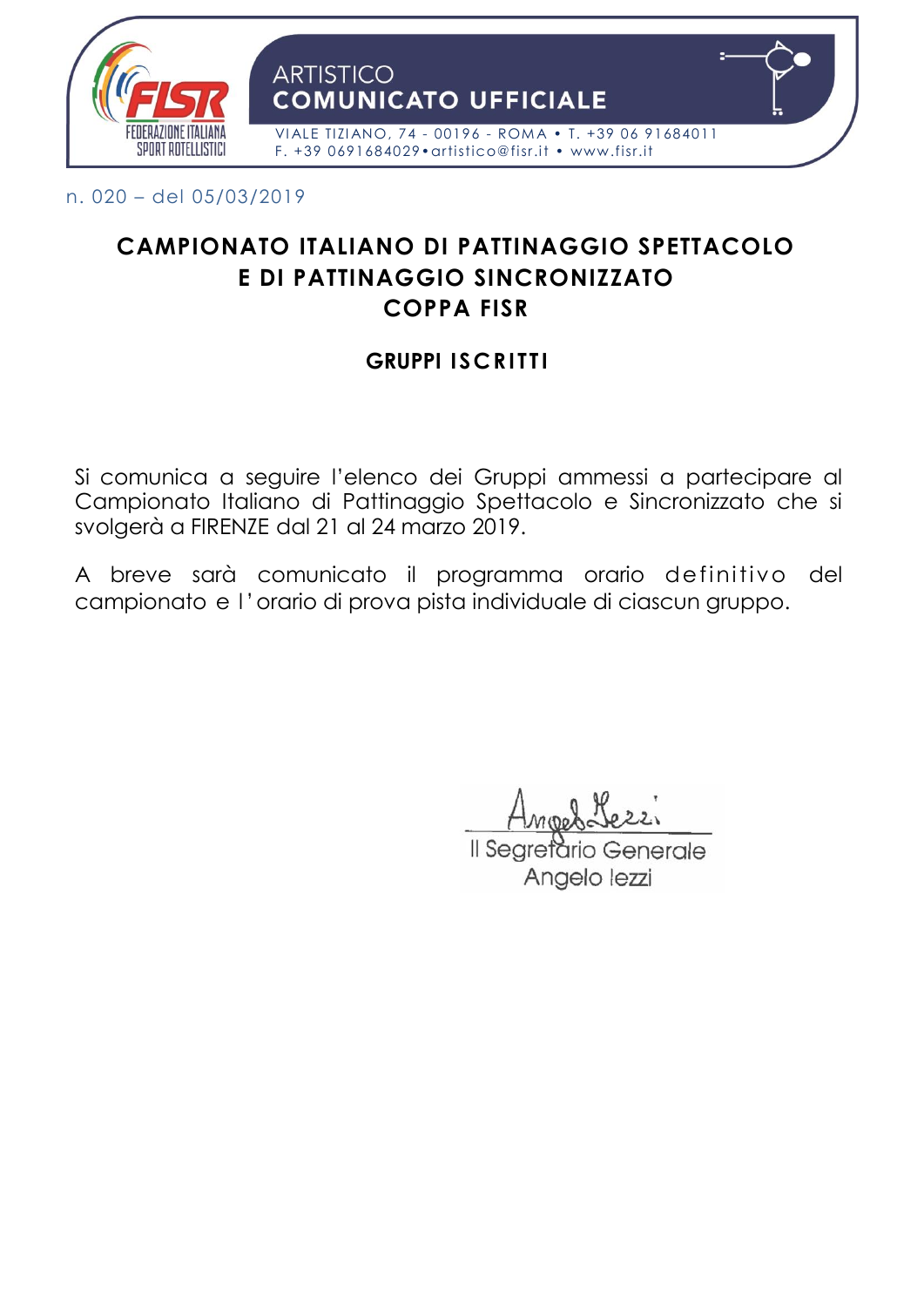ARTISTICO
**COMUNICATO UFFICIALE**

VIALE TIZIANO, 74 - 00196 - ROMA • T. +39 06 91684011
F. +39 0691684029 • artistico@fisr.it • www.fisr.it

n. 020 – del 05/03/2019

# CAMPIONATO ITALIANO DI PATTINAGGIO SPETTACOLO E DI PATTINAGGIO SINCRONIZZATO COPPA FISR

## GRUPPI ISCRITTI

Si comunica a seguire l'elenco dei Gruppi ammessi a partecipare al Campionato Italiano di Pattinaggio Spettacolo e Sincronizzato che si svolgerà a FIRENZE dal 21 al 24 marzo 2019.

A breve sarà comunicato il programma orario definitivo del campionato e l'orario di prova pista individuale di ciascun gruppo.

Il Segretario Generale
Angelo Iezzi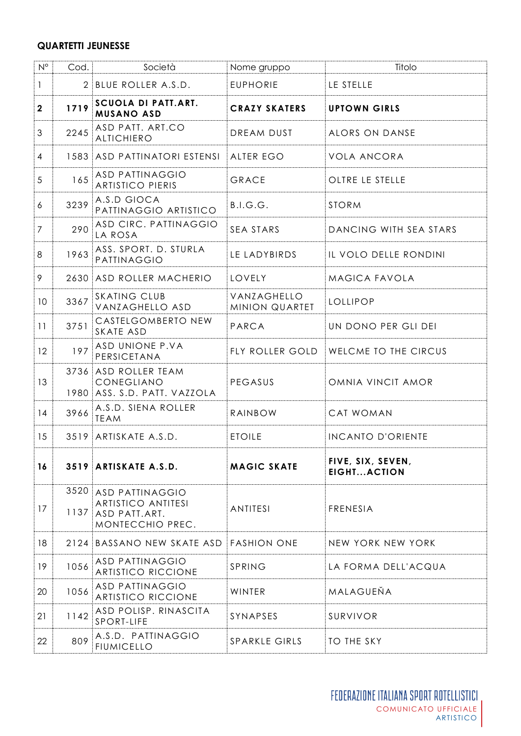**QUARTETTI JEUNESSE**

| N° | Cod. | Società | Nome gruppo | Titolo |
|---|---|---|---|---|
| 1 | 2 | BLUE ROLLER A.S.D. | EUPHORIE | LE STELLE |
| **2** | **1719** | **SCUOLA DI PATT.ART. MUSANO ASD** | **CRAZY SKATERS** | **UPTOWN GIRLS** |
| 3 | 2245 | ASD PATT. ART.CO ALTICHIERO | DREAM DUST | ALORS ON DANSE |
| 4 | 1583 | ASD PATTINATORI ESTENSI | ALTER EGO | VOLA ANCORA |
| 5 | 165 | ASD PATTINAGGIO ARTISTICO PIERIS | GRACE | OLTRE LE STELLE |
| 6 | 3239 | A.S.D GIOCA PATTINAGGIO ARTISTICO | B.I.G.G. | STORM |
| 7 | 290 | ASD CIRC. PATTINAGGIO LA ROSA | SEA STARS | DANCING WITH SEA STARS |
| 8 | 1963 | ASS. SPORT. D. STURLA PATTINAGGIO | LE LADYBIRDS | IL VOLO DELLE RONDINI |
| 9 | 2630 | ASD ROLLER MACHERIO | LOVELY | MAGICA FAVOLA |
| 10 | 3367 | SKATING CLUB VANZAGHELLO ASD | VANZAGHELLO MINION QUARTET | LOLLIPOP |
| 11 | 3751 | CASTELGOMBERTO NEW SKATE ASD | PARCA | UN DONO PER GLI DEI |
| 12 | 197 | ASD UNIONE P.VA PERSICETANA | FLY ROLLER GOLD | WELCME TO THE CIRCUS |
| 13 | 3736<br>1980 | ASD ROLLER TEAM CONEGLIANO<br>ASS. S.D. PATT. VAZZOLA | PEGASUS | OMNIA VINCIT AMOR |
| 14 | 3966 | A.S.D. SIENA ROLLER TEAM | RAINBOW | CAT WOMAN |
| 15 | 3519 | ARTISKATE A.S.D. | ETOILE | INCANTO D'ORIENTE |
| **16** | **3519** | **ARTISKATE A.S.D.** | **MAGIC SKATE** | **FIVE, SIX, SEVEN, EIGHT...ACTION** |
| 17 | 3520<br>1137 | ASD PATTINAGGIO ARTISTICO ANTITESI<br>ASD PATT.ART. MONTECCHIO PREC. | ANTITESI | FRENESIA |
| 18 | 2124 | BASSANO NEW SKATE ASD | FASHION ONE | NEW YORK NEW YORK |
| 19 | 1056 | ASD PATTINAGGIO ARTISTICO RICCIONE | SPRING | LA FORMA DELL'ACQUA |
| 20 | 1056 | ASD PATTINAGGIO ARTISTICO RICCIONE | WINTER | MALAGUEŇA |
| 21 | 1142 | ASD POLISP. RINASCITA SPORT-LIFE | SYNAPSES | SURVIVOR |
| 22 | 809 | A.S.D. PATTINAGGIO FIUMICELLO | SPARKLE GIRLS | TO THE SKY |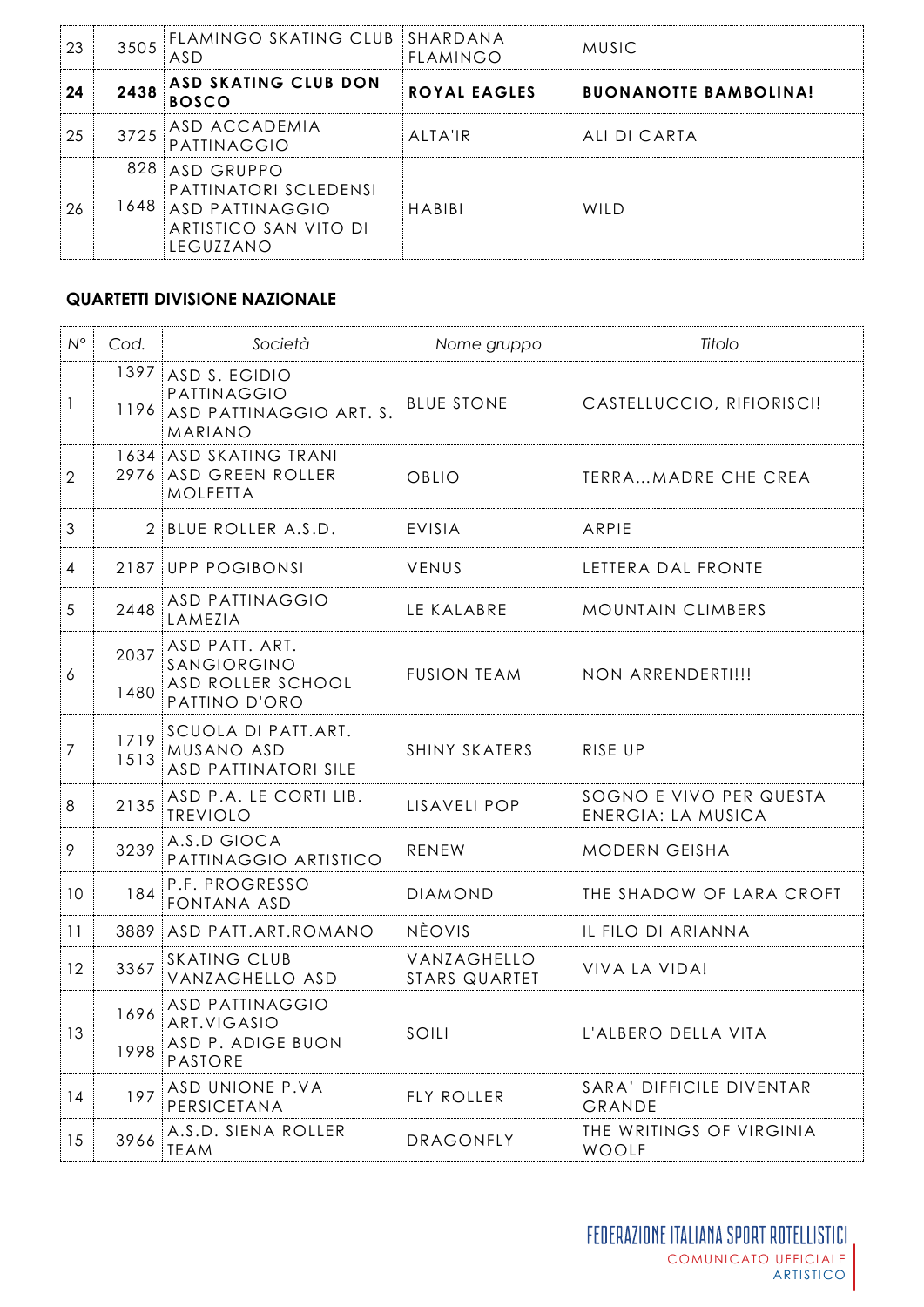| | | | | |
|---|---|---|---|---|
| 23 | 3505 | FLAMINGO SKATING CLUB ASD | SHARDANA FLAMINGO | MUSIC |
| **24** | **2438** | **ASD SKATING CLUB DON BOSCO** | **ROYAL EAGLES** | **BUONANOTTE BAMBOLINA!** |
| 25 | 3725 | ASD ACCADEMIA PATTINAGGIO | ALTA'IR | ALI DI CARTA |
| 26 | 828<br>1648 | ASD GRUPPO PATTINATORI SCLEDENSI<br>ASD PATTINAGGIO ARTISTICO SAN VITO DI LEGUZZANO | HABIBI | WILD |

**QUARTETTI DIVISIONE NAZIONALE**

| *N°* | *Cod.* | *Società* | *Nome gruppo* | *Titolo* |
|---|---|---|---|---|
| 1 | 1397<br>1196 | ASD S. EGIDIO PATTINAGGIO<br>ASD PATTINAGGIO ART. S. MARIANO | BLUE STONE | CASTELLUCCIO, RIFIORISCI! |
| 2 | 1634<br>2976 | ASD SKATING TRANI<br>ASD GREEN ROLLER MOLFETTA | OBLIO | TERRA...MADRE CHE CREA |
| 3 | 2 | BLUE ROLLER A.S.D. | EVISIA | ARPIE |
| 4 | 2187 | UPP POGIBONSI | VENUS | LETTERA DAL FRONTE |
| 5 | 2448 | ASD PATTINAGGIO LAMEZIA | LE KALABRE | MOUNTAIN CLIMBERS |
| 6 | 2037<br>1480 | ASD PATT. ART. SANGIORGINO<br>ASD ROLLER SCHOOL PATTINO D'ORO | FUSION TEAM | NON ARRENDERTI!!! |
| 7 | 1719<br>1513 | SCUOLA DI PATT.ART. MUSANO ASD<br>ASD PATTINATORI SILE | SHINY SKATERS | RISE UP |
| 8 | 2135 | ASD P.A. LE CORTI LIB. TREVIOLO | LISAVELI POP | SOGNO E VIVO PER QUESTA ENERGIA: LA MUSICA |
| 9 | 3239 | A.S.D GIOCA PATTINAGGIO ARTISTICO | RENEW | MODERN GEISHA |
| 10 | 184 | P.F. PROGRESSO FONTANA ASD | DIAMOND | THE SHADOW OF LARA CROFT |
| 11 | 3889 | ASD PATT.ART.ROMANO | NÈOVIS | IL FILO DI ARIANNA |
| 12 | 3367 | SKATING CLUB VANZAGHELLO ASD | VANZAGHELLO STARS QUARTET | VIVA LA VIDA! |
| 13 | 1696<br>1998 | ASD PATTINAGGIO ART.VIGASIO<br>ASD P. ADIGE BUON PASTORE | SOILI | L'ALBERO DELLA VITA |
| 14 | 197 | ASD UNIONE P.VA PERSICETANA | FLY ROLLER | SARA' DIFFICILE DIVENTAR GRANDE |
| 15 | 3966 | A.S.D. SIENA ROLLER TEAM | DRAGONFLY | THE WRITINGS OF VIRGINIA WOOLF |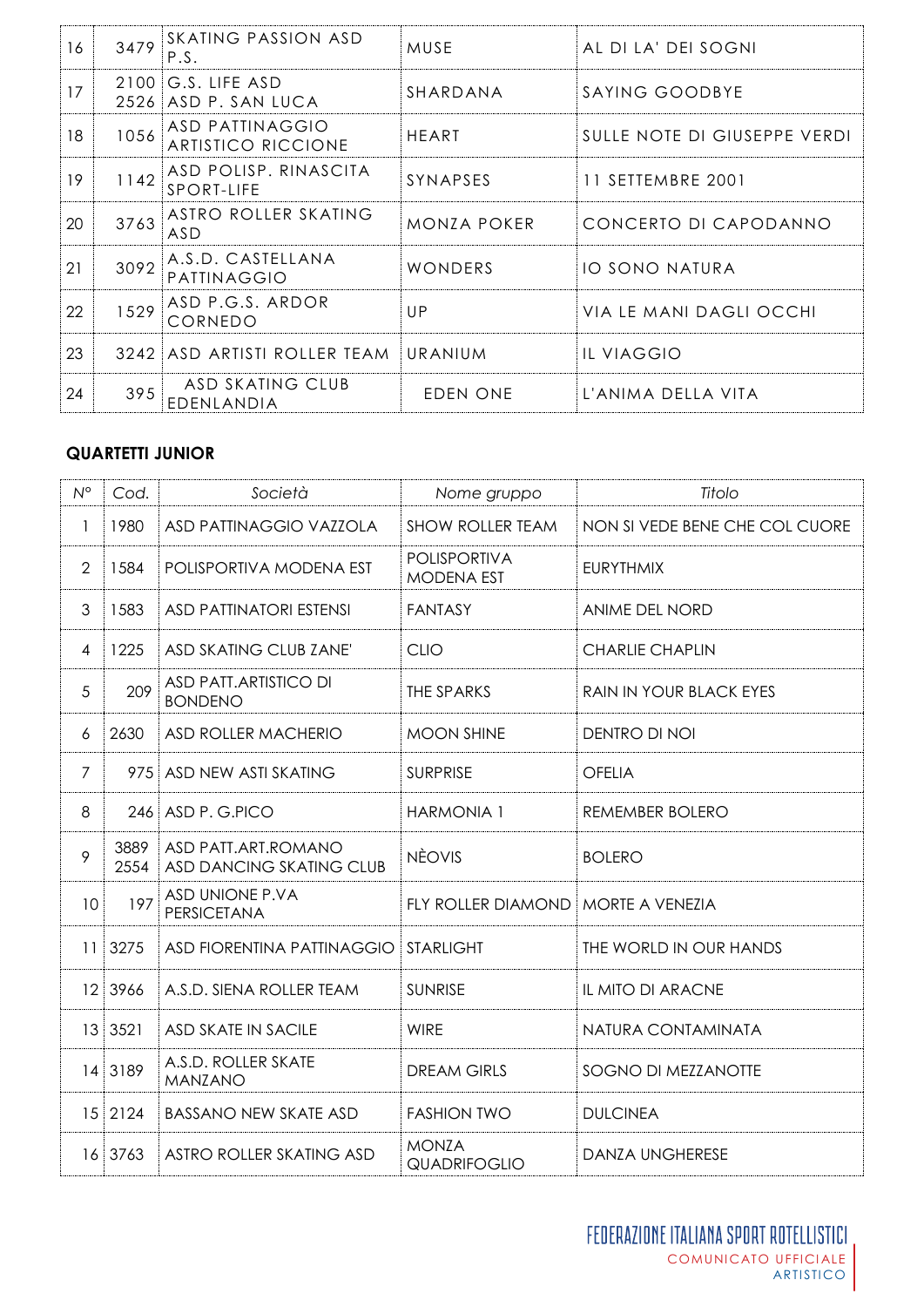| | | | | |
|---|---|---|---|---|
| 16 | 3479 | SKATING PASSION ASD P.S. | MUSE | AL DI LA' DEI SOGNI |
| 17 | 2100 2526 | G.S. LIFE ASD ASD P. SAN LUCA | SHARDANA | SAYING GOODBYE |
| 18 | 1056 | ASD PATTINAGGIO ARTISTICO RICCIONE | HEART | SULLE NOTE DI GIUSEPPE VERDI |
| 19 | 1142 | ASD POLISP. RINASCITA SPORT-LIFE | SYNAPSES | 11 SETTEMBRE 2001 |
| 20 | 3763 | ASTRO ROLLER SKATING ASD | MONZA POKER | CONCERTO DI CAPODANNO |
| 21 | 3092 | A.S.D. CASTELLANA PATTINAGGIO | WONDERS | IO SONO NATURA |
| 22 | 1529 | ASD P.G.S. ARDOR CORNEDO | UP | VIA LE MANI DAGLI OCCHI |
| 23 | 3242 | ASD ARTISTI ROLLER TEAM | URANIUM | IL VIAGGIO |
| 24 | 395 | ASD SKATING CLUB EDENLANDIA | EDEN ONE | L'ANIMA DELLA VITA |

**QUARTETTI JUNIOR**

| *N°* | *Cod.* | *Società* | *Nome gruppo* | *Titolo* |
|---|---|---|---|---|
| 1 | 1980 | ASD PATTINAGGIO VAZZOLA | SHOW ROLLER TEAM | NON SI VEDE BENE CHE COL CUORE |
| 2 | 1584 | POLISPORTIVA MODENA EST | POLISPORTIVA MODENA EST | EURYTHMIX |
| 3 | 1583 | ASD PATTINATORI ESTENSI | FANTASY | ANIME DEL NORD |
| 4 | 1225 | ASD SKATING CLUB ZANE' | CLIO | CHARLIE CHAPLIN |
| 5 | 209 | ASD PATT.ARTISTICO DI BONDENO | THE SPARKS | RAIN IN YOUR BLACK EYES |
| 6 | 2630 | ASD ROLLER MACHERIO | MOON SHINE | DENTRO DI NOI |
| 7 | 975 | ASD NEW ASTI SKATING | SURPRISE | OFELIA |
| 8 | 246 | ASD P. G.PICO | HARMONIA 1 | REMEMBER BOLERO |
| 9 | 3889 2554 | ASD PATT.ART.ROMANO ASD DANCING SKATING CLUB | NÈOVIS | BOLERO |
| 10 | 197 | ASD UNIONE P.VA PERSICETANA | FLY ROLLER DIAMOND | MORTE A VENEZIA |
| 11 | 3275 | ASD FIORENTINA PATTINAGGIO | STARLIGHT | THE WORLD IN OUR HANDS |
| 12 | 3966 | A.S.D. SIENA ROLLER TEAM | SUNRISE | IL MITO DI ARACNE |
| 13 | 3521 | ASD SKATE IN SACILE | WIRE | NATURA CONTAMINATA |
| 14 | 3189 | A.S.D. ROLLER SKATE MANZANO | DREAM GIRLS | SOGNO DI MEZZANOTTE |
| 15 | 2124 | BASSANO NEW SKATE ASD | FASHION TWO | DULCINEA |
| 16 | 3763 | ASTRO ROLLER SKATING ASD | MONZA QUADRIFOGLIO | DANZA UNGHERESE |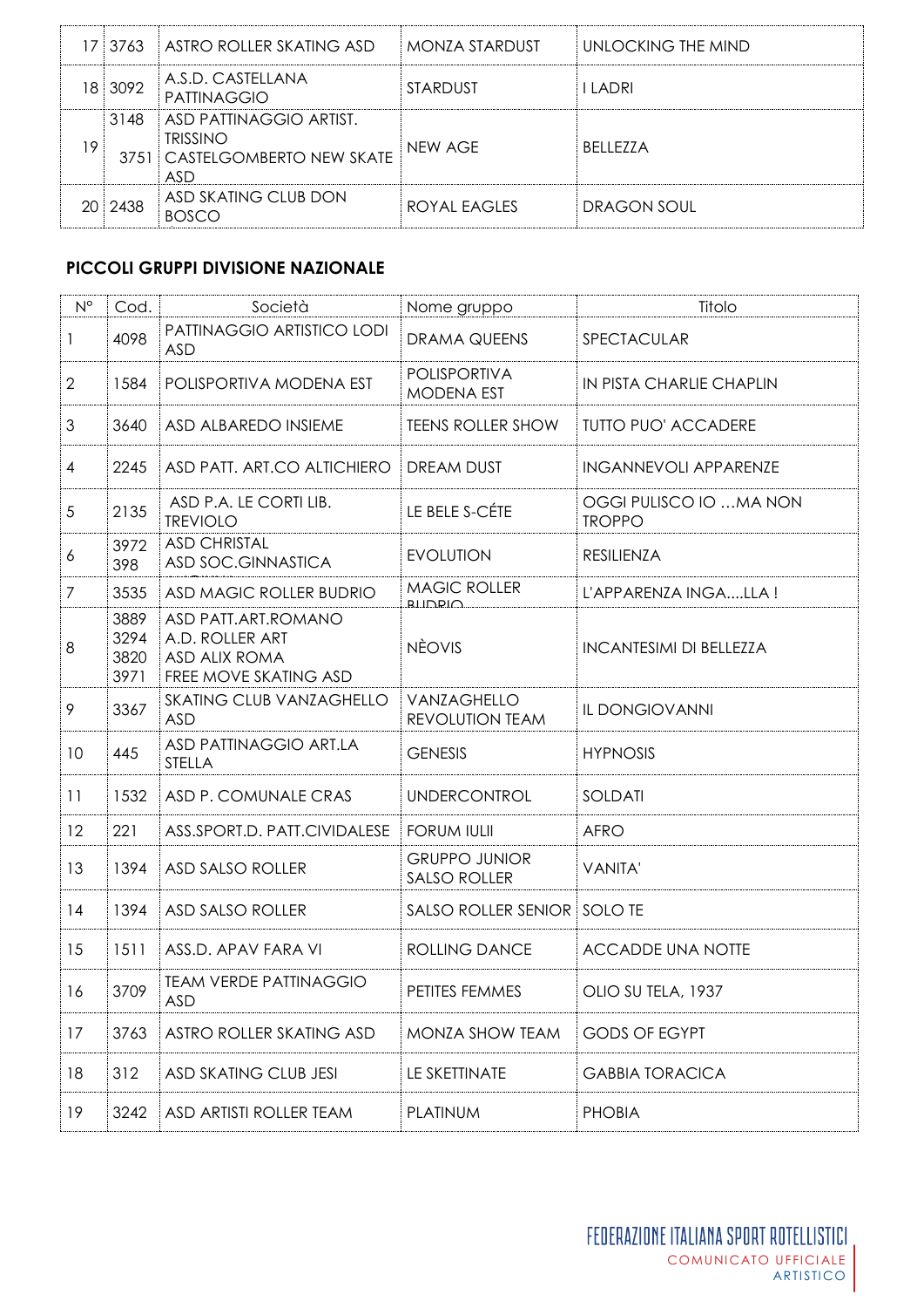| | | | | |
|---|---|---|---|---|
| 17 | 3763 | ASTRO ROLLER SKATING ASD | MONZA STARDUST | UNLOCKING THE MIND |
| 18 | 3092 | A.S.D. CASTELLANA PATTINAGGIO | STARDUST | I LADRI |
| 19 | 3148<br>3751 | ASD PATTINAGGIO ARTIST. TRISSINO<br>CASTELGOMBERTO NEW SKATE ASD | NEW AGE | BELLEZZA |
| 20 | 2438 | ASD SKATING CLUB DON BOSCO | ROYAL EAGLES | DRAGON SOUL |

**PICCOLI GRUPPI DIVISIONE NAZIONALE**

| N° | Cod. | Società | Nome gruppo | Titolo |
|---|---|---|---|---|
| 1 | 4098 | PATTINAGGIO ARTISTICO LODI ASD | DRAMA QUEENS | SPECTACULAR |
| 2 | 1584 | POLISPORTIVA MODENA EST | POLISPORTIVA MODENA EST | IN PISTA CHARLIE CHAPLIN |
| 3 | 3640 | ASD ALBAREDO INSIEME | TEENS ROLLER SHOW | TUTTO PUO' ACCADERE |
| 4 | 2245 | ASD PATT. ART.CO ALTICHIERO | DREAM DUST | INGANNEVOLI APPARENZE |
| 5 | 2135 | ASD P.A. LE CORTI LIB. TREVIOLO | LE BELE S-CÉTE | OGGI PULISCO IO …MA NON TROPPO |
| 6 | 3972<br>398 | ASD CHRISTAL<br>ASD SOC.GINNASTICA | EVOLUTION | RESILIENZA |
| 7 | 3535 | ASD MAGIC ROLLER BUDRIO | MAGIC ROLLER BUDRIO | L'APPARENZA INGA….LLA ! |
| 8 | 3889<br>3294<br>3820<br>3971 | ASD PATT.ART.ROMANO<br>A.D. ROLLER ART<br>ASD ALIX ROMA<br>FREE MOVE SKATING ASD | NÈOVIS | INCANTESIMI DI BELLEZZA |
| 9 | 3367 | SKATING CLUB VANZAGHELLO ASD | VANZAGHELLO REVOLUTION TEAM | IL DONGIOVANNI |
| 10 | 445 | ASD PATTINAGGIO ART.LA STELLA | GENESIS | HYPNOSIS |
| 11 | 1532 | ASD P. COMUNALE CRAS | UNDERCONTROL | SOLDATI |
| 12 | 221 | ASS.SPORT.D. PATT.CIVIDALESE | FORUM IULII | AFRO |
| 13 | 1394 | ASD SALSO ROLLER | GRUPPO JUNIOR SALSO ROLLER | VANITA' |
| 14 | 1394 | ASD SALSO ROLLER | SALSO ROLLER SENIOR | SOLO TE |
| 15 | 1511 | ASS.D. APAV FARA VI | ROLLING DANCE | ACCADDE UNA NOTTE |
| 16 | 3709 | TEAM VERDE PATTINAGGIO ASD | PETITES FEMMES | OLIO SU TELA, 1937 |
| 17 | 3763 | ASTRO ROLLER SKATING ASD | MONZA SHOW TEAM | GODS OF EGYPT |
| 18 | 312 | ASD SKATING CLUB JESI | LE SKETTINATE | GABBIA TORACICA |
| 19 | 3242 | ASD ARTISTI ROLLER TEAM | PLATINUM | PHOBIA |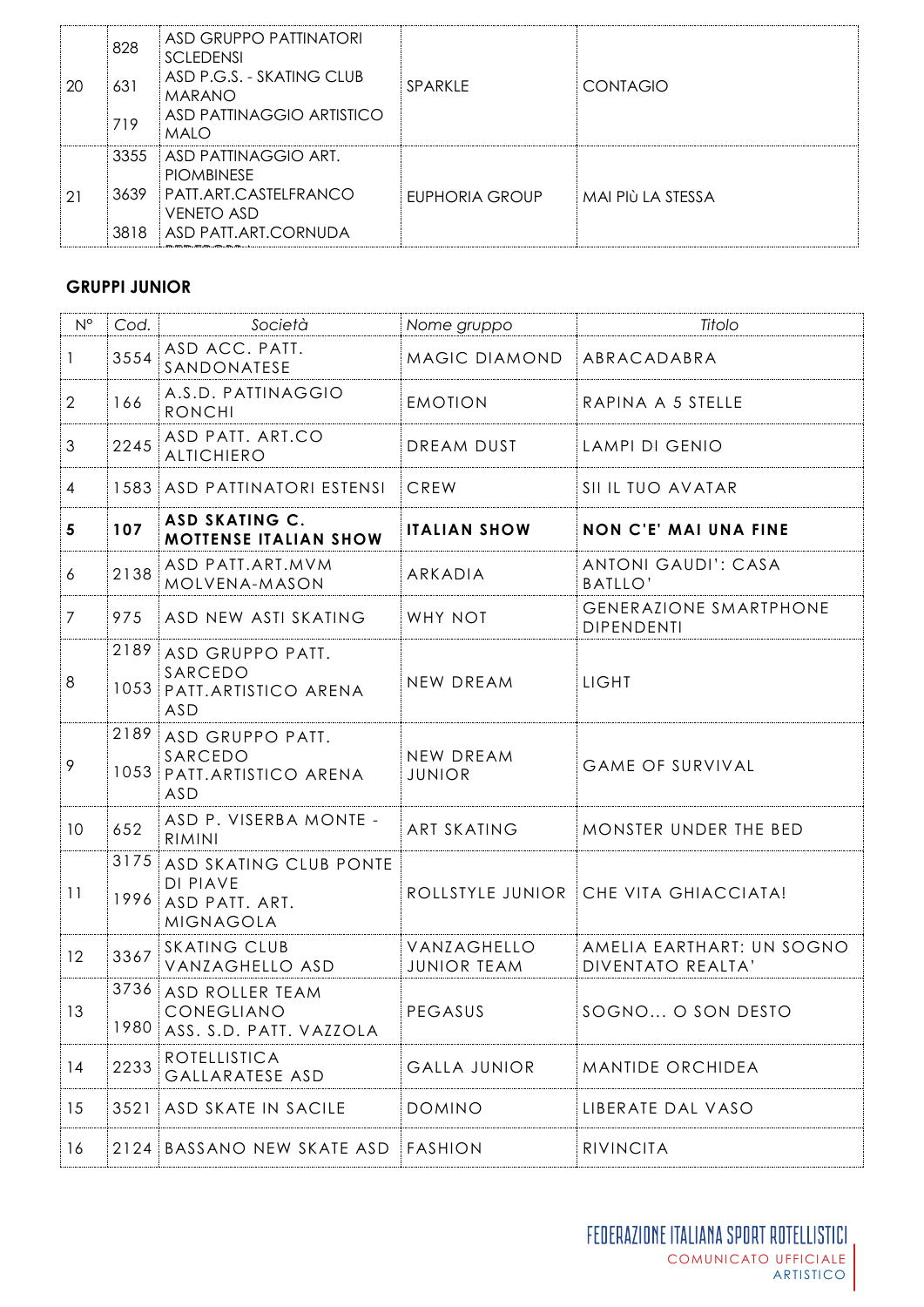| | | | | |
|---|---|---|---|---|
| 20 | 828<br>631<br>719 | ASD GRUPPO PATTINATORI SCLEDENSI<br>ASD P.G.S. - SKATING CLUB MARANO<br>ASD PATTINAGGIO ARTISTICO MALO | SPARKLE | CONTAGIO |
| 21 | 3355<br>3639<br>3818 | ASD PATTINAGGIO ART. PIOMBINESE<br>PATT.ART.CASTELFRANCO VENETO ASD<br>ASD PATT.ART.CORNUDA | EUPHORIA GROUP | MAI PIÙ LA STESSA |

**GRUPPI JUNIOR**

| N° | *Cod.* | *Società* | *Nome gruppo* | *Titolo* |
|---|---|---|---|---|
| 1 | 3554 | ASD ACC. PATT. SANDONATESE | MAGIC DIAMOND | ABRACADABRA |
| 2 | 166 | A.S.D. PATTINAGGIO RONCHI | EMOTION | RAPINA A 5 STELLE |
| 3 | 2245 | ASD PATT. ART.CO ALTICHIERO | DREAM DUST | LAMPI DI GENIO |
| 4 | 1583 | ASD PATTINATORI ESTENSI | CREW | SII IL TUO AVATAR |
| **5** | **107** | **ASD SKATING C. MOTTENSE ITALIAN SHOW** | **ITALIAN SHOW** | **NON C'E' MAI UNA FINE** |
| 6 | 2138 | ASD PATT.ART.MVM MOLVENA-MASON | ARKADIA | ANTONI GAUDI': CASA BATLLO' |
| 7 | 975 | ASD NEW ASTI SKATING | WHY NOT | GENERAZIONE SMARTPHONE DIPENDENTI |
| 8 | 2189<br>1053 | ASD GRUPPO PATT. SARCEDO<br>PATT.ARTISTICO ARENA ASD | NEW DREAM | LIGHT |
| 9 | 2189<br>1053 | ASD GRUPPO PATT. SARCEDO<br>PATT.ARTISTICO ARENA ASD | NEW DREAM JUNIOR | GAME OF SURVIVAL |
| 10 | 652 | ASD P. VISERBA MONTE - RIMINI | ART SKATING | MONSTER UNDER THE BED |
| 11 | 3175<br>1996 | ASD SKATING CLUB PONTE DI PIAVE<br>ASD PATT. ART. MIGNAGOLA | ROLLSTYLE JUNIOR | CHE VITA GHIACCIATA! |
| 12 | 3367 | SKATING CLUB VANZAGHELLO ASD | VANZAGHELLO JUNIOR TEAM | AMELIA EARTHART: UN SOGNO DIVENTATO REALTA' |
| 13 | 3736<br>1980 | ASD ROLLER TEAM CONEGLIANO<br>ASS. S.D. PATT. VAZZOLA | PEGASUS | SOGNO... O SON DESTO |
| 14 | 2233 | ROTELLISTICA GALLARATESE ASD | GALLA JUNIOR | MANTIDE ORCHIDEA |
| 15 | 3521 | ASD SKATE IN SACILE | DOMINO | LIBERATE DAL VASO |
| 16 | 2124 | BASSANO NEW SKATE ASD | FASHION | RIVINCITA |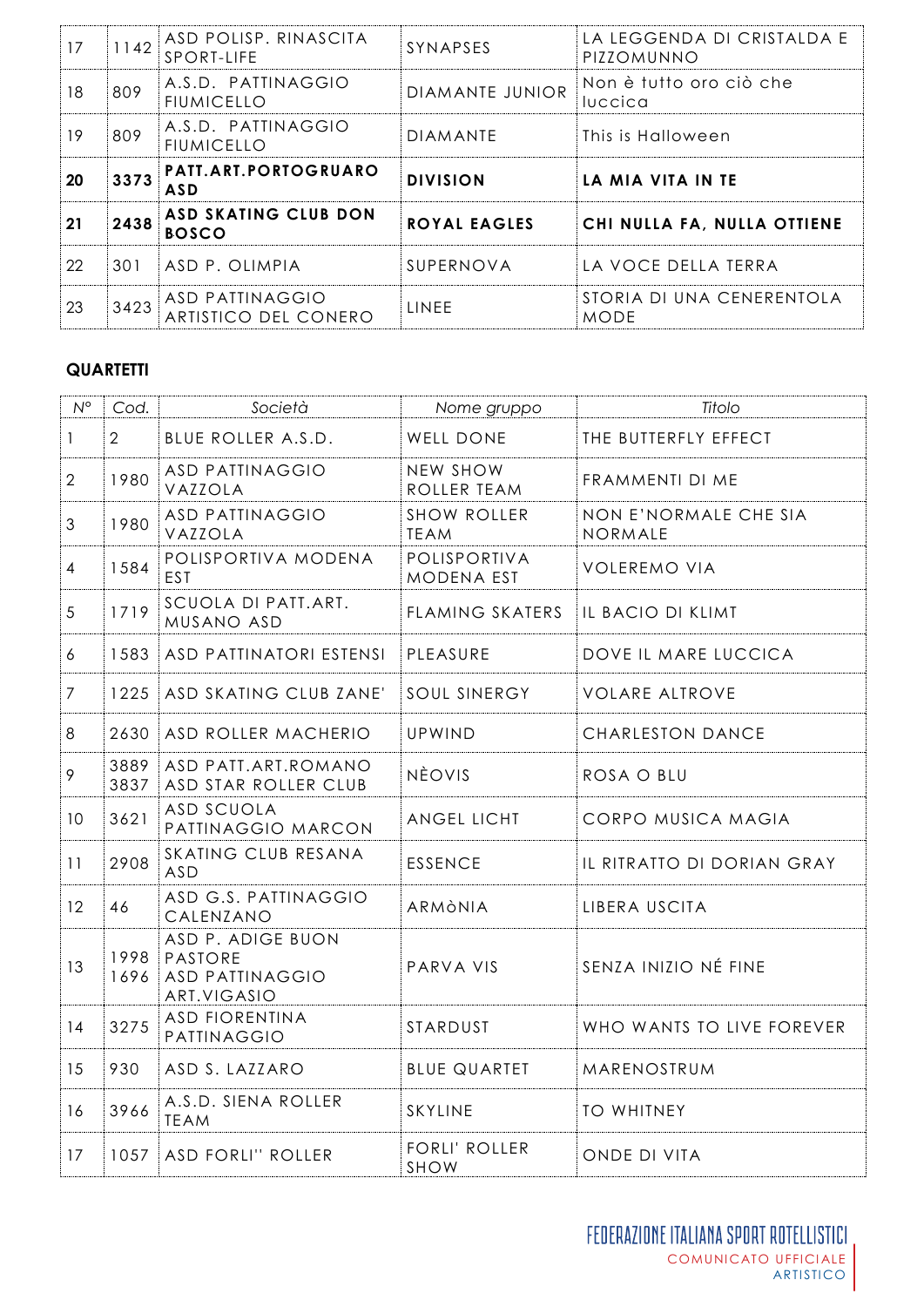| | | | | |
|---|---|---|---|---|
| 17 | 1142 | ASD POLISP. RINASCITA SPORT-LIFE | SYNAPSES | LA LEGGENDA DI CRISTALDA E PIZZOMUNNO |
| 18 | 809 | A.S.D. PATTINAGGIO FIUMICELLO | DIAMANTE JUNIOR | Non è tutto oro ciò che luccica |
| 19 | 809 | A.S.D. PATTINAGGIO FIUMICELLO | DIAMANTE | This is Halloween |
| **20** | **3373** | **PATT.ART.PORTOGRUARO ASD** | **DIVISION** | **LA MIA VITA IN TE** |
| **21** | **2438** | **ASD SKATING CLUB DON BOSCO** | **ROYAL EAGLES** | **CHI NULLA FA, NULLA OTTIENE** |
| 22 | 301 | ASD P. OLIMPIA | SUPERNOVA | LA VOCE DELLA TERRA |
| 23 | 3423 | ASD PATTINAGGIO ARTISTICO DEL CONERO | LINEE | STORIA DI UNA CENERENTOLA MODE |

**QUARTETTI**

| *N°* | *Cod.* | *Società* | *Nome gruppo* | *Titolo* |
|---|---|---|---|---|
| 1 | 2 | BLUE ROLLER A.S.D. | WELL DONE | THE BUTTERFLY EFFECT |
| 2 | 1980 | ASD PATTINAGGIO VAZZOLA | NEW SHOW ROLLER TEAM | FRAMMENTI DI ME |
| 3 | 1980 | ASD PATTINAGGIO VAZZOLA | SHOW ROLLER TEAM | NON E'NORMALE CHE SIA NORMALE |
| 4 | 1584 | POLISPORTIVA MODENA EST | POLISPORTIVA MODENA EST | VOLEREMO VIA |
| 5 | 1719 | SCUOLA DI PATT.ART. MUSANO ASD | FLAMING SKATERS | IL BACIO DI KLIMT |
| 6 | 1583 | ASD PATTINATORI ESTENSI | PLEASURE | DOVE IL MARE LUCCICA |
| 7 | 1225 | ASD SKATING CLUB ZANE' | SOUL SINERGY | VOLARE ALTROVE |
| 8 | 2630 | ASD ROLLER MACHERIO | UPWIND | CHARLESTON DANCE |
| 9 | 3889 3837 | ASD PATT.ART.ROMANO ASD STAR ROLLER CLUB | NÈOVIS | ROSA O BLU |
| 10 | 3621 | ASD SCUOLA PATTINAGGIO MARCON | ANGEL LICHT | CORPO MUSICA MAGIA |
| 11 | 2908 | SKATING CLUB RESANA ASD | ESSENCE | IL RITRATTO DI DORIAN GRAY |
| 12 | 46 | ASD G.S. PATTINAGGIO CALENZANO | ARMÒNIA | LIBERA USCITA |
| 13 | 1998 1696 | ASD P. ADIGE BUON PASTORE ASD PATTINAGGIO ART.VIGASIO | PARVA VIS | SENZA INIZIO NÉ FINE |
| 14 | 3275 | ASD FIORENTINA PATTINAGGIO | STARDUST | WHO WANTS TO LIVE FOREVER |
| 15 | 930 | ASD S. LAZZARO | BLUE QUARTET | MARENOSTRUM |
| 16 | 3966 | A.S.D. SIENA ROLLER TEAM | SKYLINE | TO WHITNEY |
| 17 | 1057 | ASD FORLI'' ROLLER | FORLI' ROLLER SHOW | ONDE DI VITA |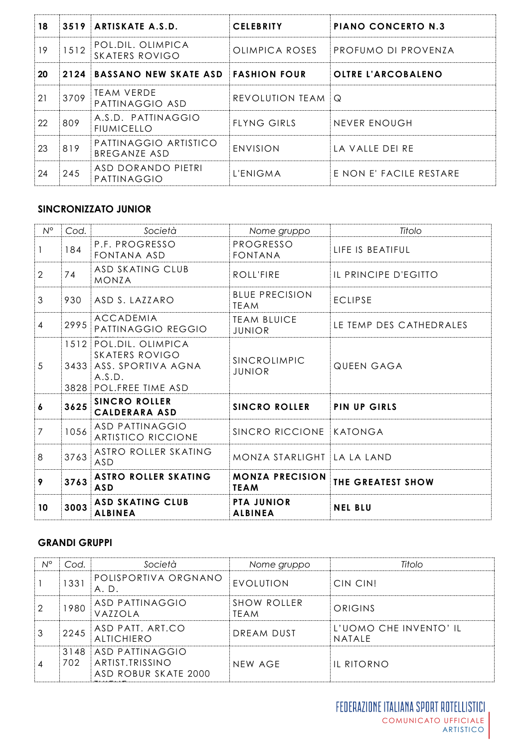| | | | | |
|---|---|---|---|---|
| **18** | **3519** | **ARTISKATE A.S.D.** | **CELEBRITY** | **PIANO CONCERTO N.3** |
| 19 | 1512 | POL.DIL. OLIMPICA SKATERS ROVIGO | OLIMPICA ROSES | PROFUMO DI PROVENZA |
| **20** | **2124** | **BASSANO NEW SKATE ASD** | **FASHION FOUR** | **OLTRE L'ARCOBALENO** |
| 21 | 3709 | TEAM VERDE PATTINAGGIO ASD | REVOLUTION TEAM | Q |
| 22 | 809 | A.S.D. PATTINAGGIO FIUMICELLO | FLYNG GIRLS | NEVER ENOUGH |
| 23 | 819 | PATTINAGGIO ARTISTICO BREGANZE ASD | ENVISION | LA VALLE DEI RE |
| 24 | 245 | ASD DORANDO PIETRI PATTINAGGIO | L'ENIGMA | E NON E' FACILE RESTARE |

### SINCRONIZZATO JUNIOR

| *N°* | *Cod.* | *Società* | *Nome gruppo* | *Titolo* |
|---|---|---|---|---|
| 1 | 184 | P.F. PROGRESSO FONTANA ASD | PROGRESSO FONTANA | LIFE IS BEATIFUL |
| 2 | 74 | ASD SKATING CLUB MONZA | ROLL'FIRE | IL PRINCIPE D'EGITTO |
| 3 | 930 | ASD S. LAZZARO | BLUE PRECISION TEAM | ECLIPSE |
| 4 | 2995 | ACCADEMIA PATTINAGGIO REGGIO | TEAM BLUICE JUNIOR | LE TEMP DES CATHEDRALES |
| 5 | 1512<br>3433<br>3828 | POL.DIL. OLIMPICA SKATERS ROVIGO<br>ASS. SPORTIVA AGNA A.S.D.<br>POL.FREE TIME ASD | SINCROLIMPIC JUNIOR | QUEEN GAGA |
| **6** | **3625** | **SINCRO ROLLER CALDERARA ASD** | **SINCRO ROLLER** | **PIN UP GIRLS** |
| 7 | 1056 | ASD PATTINAGGIO ARTISTICO RICCIONE | SINCRO RICCIONE | KATONGA |
| 8 | 3763 | ASTRO ROLLER SKATING ASD | MONZA STARLIGHT | LA LA LAND |
| **9** | **3763** | **ASTRO ROLLER SKATING ASD** | **MONZA PRECISION TEAM** | **THE GREATEST SHOW** |
| **10** | **3003** | **ASD SKATING CLUB ALBINEA** | **PTA JUNIOR ALBINEA** | **NEL BLU** |

### GRANDI GRUPPI

| *N°* | *Cod.* | *Società* | *Nome gruppo* | *Titolo* |
|---|---|---|---|---|
| 1 | 1331 | POLISPORTIVA ORGNANO A. D. | EVOLUTION | CIN CIN! |
| 2 | 1980 | ASD PATTINAGGIO VAZZOLA | SHOW ROLLER TEAM | ORIGINS |
| 3 | 2245 | ASD PATT. ART.CO ALTICHIERO | DREAM DUST | L'UOMO CHE INVENTO' IL NATALE |
| 4 | 3148<br>702 | ASD PATTINAGGIO ARTIST.TRISSINO<br>ASD ROBUR SKATE 2000 | NEW AGE | IL RITORNO |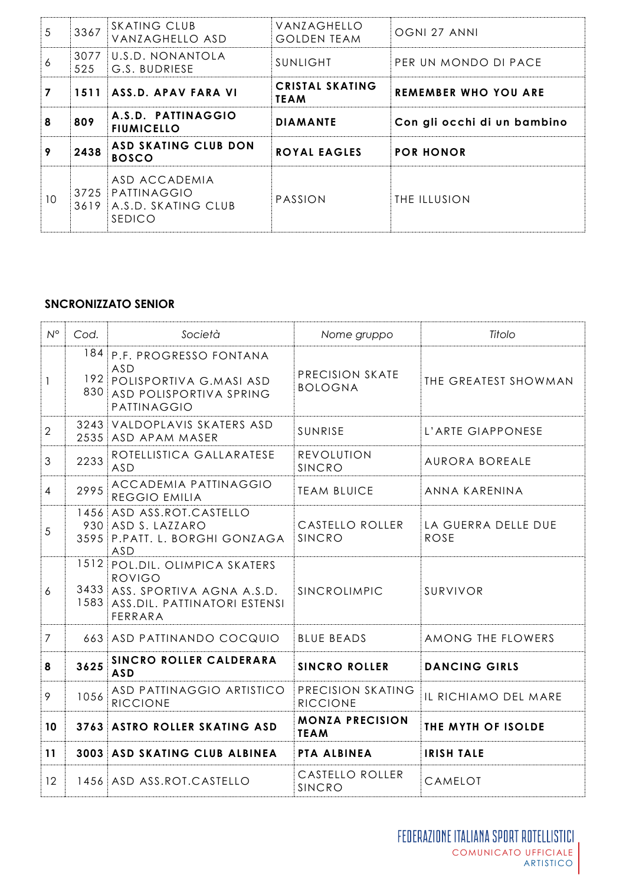| | | | | |
|---|---|---|---|---|
| 5 | 3367 | SKATING CLUB VANZAGHELLO ASD | VANZAGHELLO GOLDEN TEAM | OGNI 27 ANNI |
| 6 | 3077 525 | U.S.D. NONANTOLA G.S. BUDRIESE | SUNLIGHT | PER UN MONDO DI PACE |
| **7** | **1511** | **ASS.D. APAV FARA VI** | **CRISTAL SKATING TEAM** | **REMEMBER WHO YOU ARE** |
| **8** | **809** | **A.S.D. PATTINAGGIO FIUMICELLO** | **DIAMANTE** | **Con gli occhi di un bambino** |
| **9** | **2438** | **ASD SKATING CLUB DON BOSCO** | **ROYAL EAGLES** | **POR HONOR** |
| 10 | 3725 3619 | ASD ACCADEMIA PATTINAGGIO A.S.D. SKATING CLUB SEDICO | PASSION | THE ILLUSION |

**SNCRONIZZATO SENIOR**

| *N°* | *Cod.* | *Società* | *Nome gruppo* | *Titolo* |
|---|---|---|---|---|
| 1 | 184 192 830 | P.F. PROGRESSO FONTANA ASD POLISPORTIVA G.MASI ASD ASD POLISPORTIVA SPRING PATTINAGGIO | PRECISION SKATE BOLOGNA | THE GREATEST SHOWMAN |
| 2 | 3243 2535 | VALDOPLAVIS SKATERS ASD ASD APAM MASER | SUNRISE | L'ARTE GIAPPONESE |
| 3 | 2233 | ROTELLISTICA GALLARATESE ASD | REVOLUTION SINCRO | AURORA BOREALE |
| 4 | 2995 | ACCADEMIA PATTINAGGIO REGGIO EMILIA | TEAM BLUICE | ANNA KARENINA |
| 5 | 1456 930 3595 | ASD ASS.ROT.CASTELLO ASD S. LAZZARO P.PATT. L. BORGHI GONZAGA ASD | CASTELLO ROLLER SINCRO | LA GUERRA DELLE DUE ROSE |
| 6 | 1512 3433 1583 | POL.DIL. OLIMPICA SKATERS ROVIGO ASS. SPORTIVA AGNA A.S.D. ASS.DIL. PATTINATORI ESTENSI FERRARA | SINCROLIMPIC | SURVIVOR |
| 7 | 663 | ASD PATTINANDO COCQUIO | BLUE BEADS | AMONG THE FLOWERS |
| **8** | **3625** | **SINCRO ROLLER CALDERARA ASD** | **SINCRO ROLLER** | **DANCING GIRLS** |
| 9 | 1056 | ASD PATTINAGGIO ARTISTICO RICCIONE | PRECISION SKATING RICCIONE | IL RICHIAMO DEL MARE |
| **10** | **3763** | **ASTRO ROLLER SKATING ASD** | **MONZA PRECISION TEAM** | **THE MYTH OF ISOLDE** |
| **11** | **3003** | **ASD SKATING CLUB ALBINEA** | **PTA ALBINEA** | **IRISH TALE** |
| 12 | 1456 | ASD ASS.ROT.CASTELLO | CASTELLO ROLLER SINCRO | CAMELOT |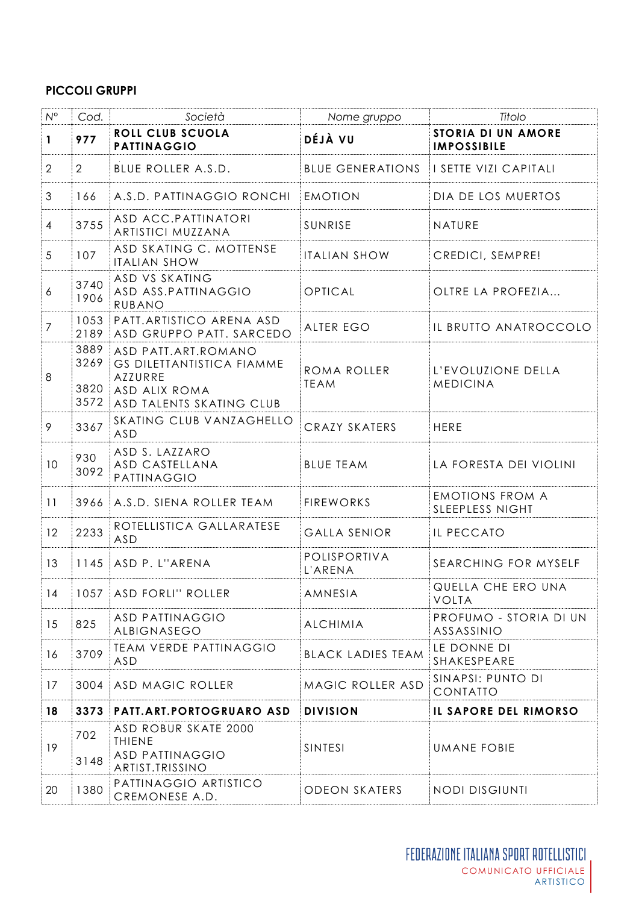**PICCOLI GRUPPI**

| *N°* | *Cod.* | *Società* | *Nome gruppo* | *Titolo* |
|---|---|---|---|---|
| **1** | **977** | **ROLL CLUB SCUOLA PATTINAGGIO** | **DÉJÀ VU** | **STORIA DI UN AMORE IMPOSSIBILE** |
| 2 | 2 | BLUE ROLLER A.S.D. | BLUE GENERATIONS | I SETTE VIZI CAPITALI |
| 3 | 166 | A.S.D. PATTINAGGIO RONCHI | EMOTION | DIA DE LOS MUERTOS |
| 4 | 3755 | ASD ACC.PATTINATORI ARTISTICI MUZZANA | SUNRISE | NATURE |
| 5 | 107 | ASD SKATING C. MOTTENSE ITALIAN SHOW | ITALIAN SHOW | CREDICI, SEMPRE! |
| 6 | 3740<br>1906 | ASD VS SKATING<br>ASD ASS.PATTINAGGIO RUBANO | OPTICAL | OLTRE LA PROFEZIA... |
| 7 | 1053<br>2189 | PATT.ARTISTICO ARENA ASD<br>ASD GRUPPO PATT. SARCEDO | ALTER EGO | IL BRUTTO ANATROCCOLO |
| 8 | 3889<br>3269<br>3820<br>3572 | ASD PATT.ART.ROMANO<br>GS DILETTANTISTICA FIAMME AZZURRE<br>ASD ALIX ROMA<br>ASD TALENTS SKATING CLUB | ROMA ROLLER TEAM | L'EVOLUZIONE DELLA MEDICINA |
| 9 | 3367 | SKATING CLUB VANZAGHELLO ASD | CRAZY SKATERS | HERE |
| 10 | 930<br>3092 | ASD S. LAZZARO<br>ASD CASTELLANA PATTINAGGIO | BLUE TEAM | LA FORESTA DEI VIOLINI |
| 11 | 3966 | A.S.D. SIENA ROLLER TEAM | FIREWORKS | EMOTIONS FROM A SLEEPLESS NIGHT |
| 12 | 2233 | ROTELLISTICA GALLARATESE ASD | GALLA SENIOR | IL PECCATO |
| 13 | 1145 | ASD P. L''ARENA | POLISPORTIVA L'ARENA | SEARCHING FOR MYSELF |
| 14 | 1057 | ASD FORLI'' ROLLER | AMNESIA | QUELLA CHE ERO UNA VOLTA |
| 15 | 825 | ASD PATTINAGGIO ALBIGNASEGO | ALCHIMIA | PROFUMO - STORIA DI UN ASSASSINIO |
| 16 | 3709 | TEAM VERDE PATTINAGGIO ASD | BLACK LADIES TEAM | LE DONNE DI SHAKESPEARE |
| 17 | 3004 | ASD MAGIC ROLLER | MAGIC ROLLER ASD | SINAPSI: PUNTO DI CONTATTO |
| **18** | **3373** | **PATT.ART.PORTOGRUARO ASD** | **DIVISION** | **IL SAPORE DEL RIMORSO** |
| 19 | 702<br>3148 | ASD ROBUR SKATE 2000 THIENE<br>ASD PATTINAGGIO ARTIST.TRISSINO | SINTESI | UMANE FOBIE |
| 20 | 1380 | PATTINAGGIO ARTISTICO CREMONESE A.D. | ODEON SKATERS | NODI DISGIUNTI |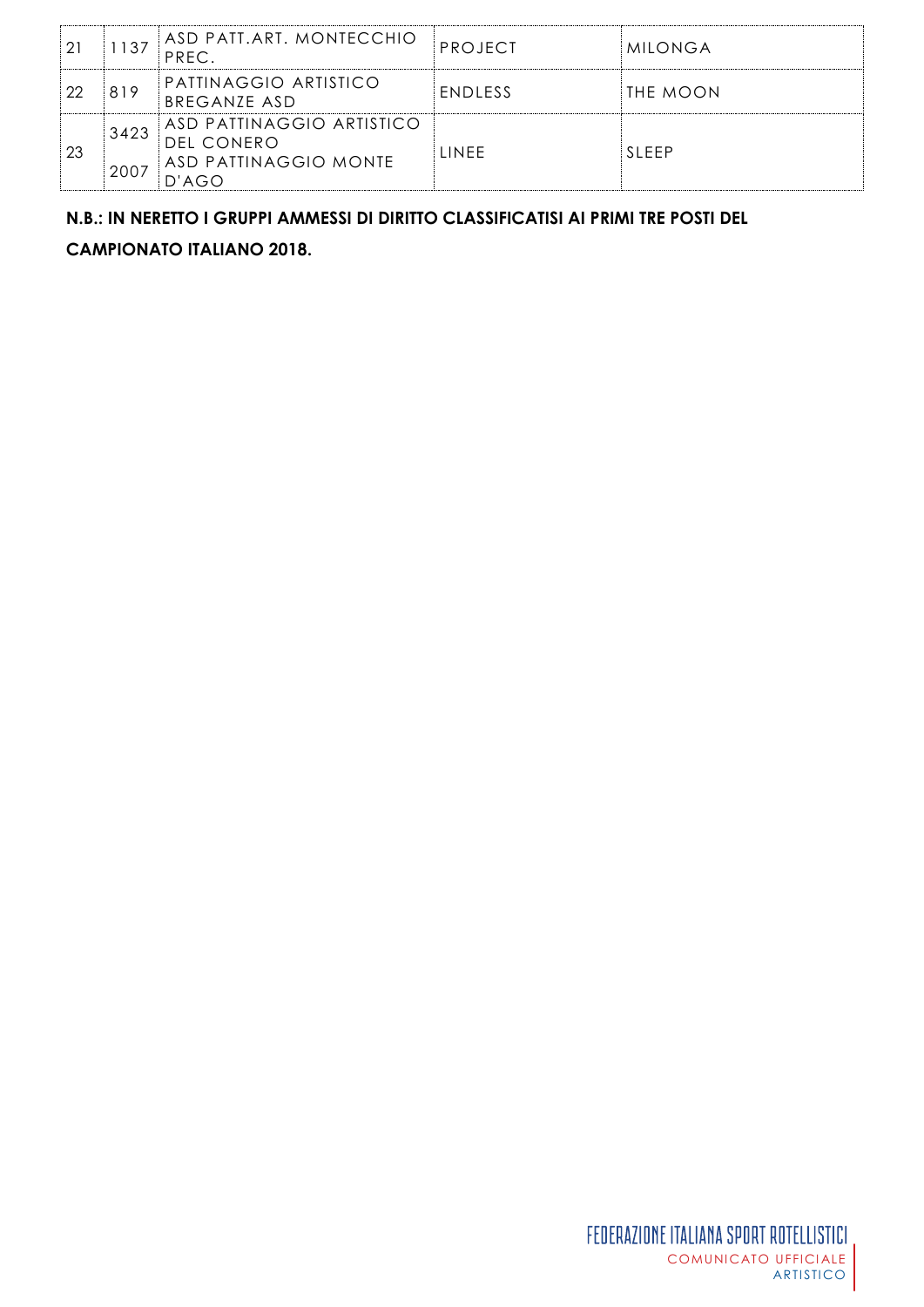| | | | | |
|---|---|---|---|---|
| 21 | 1137 | ASD PATT.ART. MONTECCHIO PREC. | PROJECT | MILONGA |
| 22 | 819 | PATTINAGGIO ARTISTICO BREGANZE ASD | ENDLESS | THE MOON |
| 23 | 3423<br>2007 | ASD PATTINAGGIO ARTISTICO DEL CONERO<br>ASD PATTINAGGIO MONTE D'AGO | LINEE | SLEEP |

**N.B.: IN NERETTO I GRUPPI AMMESSI DI DIRITTO CLASSIFICATISI AI PRIMI TRE POSTI DEL CAMPIONATO ITALIANO 2018.**